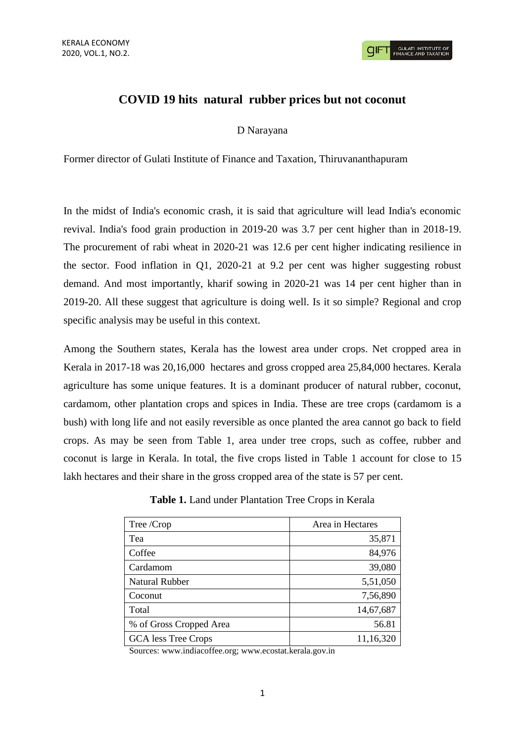# COVID 19 hits natural rubber prices but not coconut

D Narayana

Former director of Gulati Institute of Finance and Taxation, Thiruvananthapuram

In the midst of India's economic crash, it is said that agriculture will lead India's economic revival. India's food grain production in 2019-20 was 3.7 per cent higher than in 2018-19. The procurement of rabi wheat in 2020-21 was 12.6 per cent higher indicating resilience in the sector. Food inflation in Q1, 2020-21 at 9.2 per cent was higher suggesting robust demand. And most importantly, kharif sowing in 2020-21 was 14 per cent higher than in 2019-20. All these suggest that agriculture is doing well. Is it so simple? Regional and crop specific analysis may be useful in this context.

Among the Southern states, Kerala has the lowest area under crops. Net cropped area in Kerala in 2017-18 was 20,16,000 hectares and gross cropped area 25,84,000 hectares. Kerala agriculture has some unique features. It is a dominant producer of natural rubber, coconut, cardamom, other plantation crops and spices in India. These are tree crops (cardamom is a bush) with long life and not easily reversible as once planted the area cannot go back to field crops. As may be seen from Table 1, area under tree crops, such as coffee, rubber and coconut is large in Kerala. In total, the five crops listed in Table 1 account for close to 15 lakh hectares and their share in the gross cropped area of the state is 57 per cent.

**Table 1.** Land under Plantation Tree Crops in Kerala

| Tree /Crop | Area in Hectares |
|---|---:|
| Tea | 35,871 |
| Coffee | 84,976 |
| Cardamom | 39,080 |
| Natural Rubber | 5,51,050 |
| Coconut | 7,56,890 |
| Total | 14,67,687 |
| % of Gross Cropped Area | 56.81 |
| GCA less Tree Crops | 11,16,320 |

Sources: www.indiacoffee.org; www.ecostat.kerala.gov.in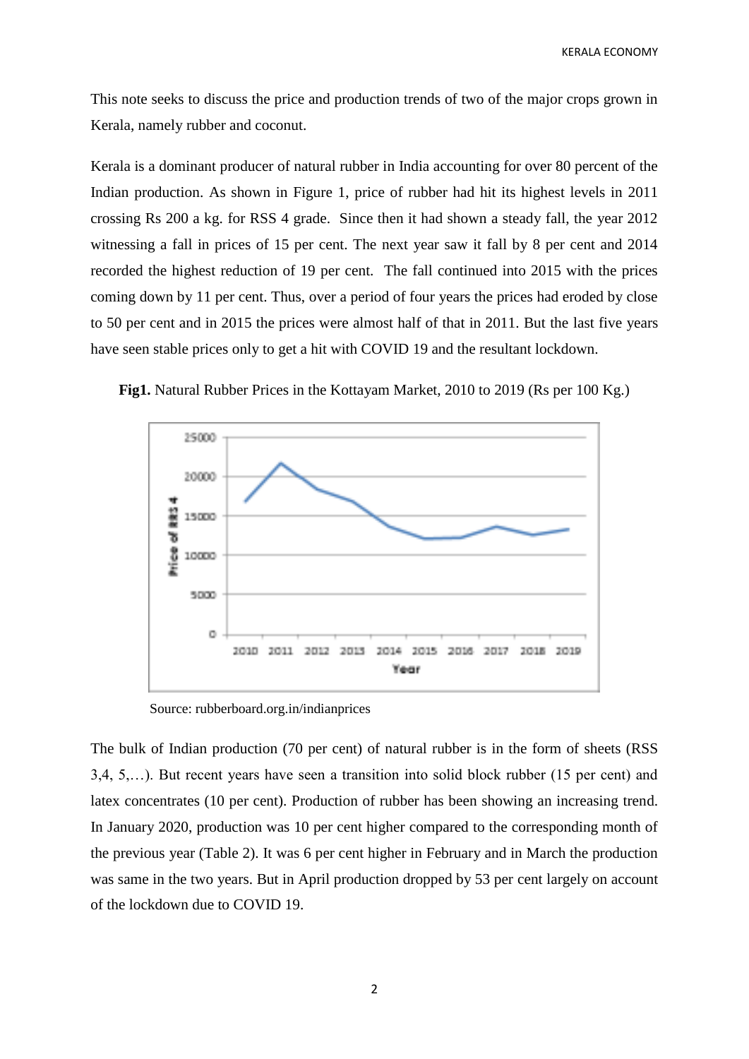This note seeks to discuss the price and production trends of two of the major crops grown in Kerala, namely rubber and coconut.

Kerala is a dominant producer of natural rubber in India accounting for over 80 percent of the Indian production. As shown in Figure 1, price of rubber had hit its highest levels in 2011 crossing Rs 200 a kg. for RSS 4 grade. Since then it had shown a steady fall, the year 2012 witnessing a fall in prices of 15 per cent. The next year saw it fall by 8 per cent and 2014 recorded the highest reduction of 19 per cent. The fall continued into 2015 with the prices coming down by 11 per cent. Thus, over a period of four years the prices had eroded by close to 50 per cent and in 2015 the prices were almost half of that in 2011. But the last five years have seen stable prices only to get a hit with COVID 19 and the resultant lockdown.

**Fig1.** Natural Rubber Prices in the Kottayam Market, 2010 to 2019 (Rs per 100 Kg.)

Source: rubberboard.org.in/indianprices

The bulk of Indian production (70 per cent) of natural rubber is in the form of sheets (RSS 3,4, 5,…). But recent years have seen a transition into solid block rubber (15 per cent) and latex concentrates (10 per cent). Production of rubber has been showing an increasing trend. In January 2020, production was 10 per cent higher compared to the corresponding month of the previous year (Table 2). It was 6 per cent higher in February and in March the production was same in the two years. But in April production dropped by 53 per cent largely on account of the lockdown due to COVID 19.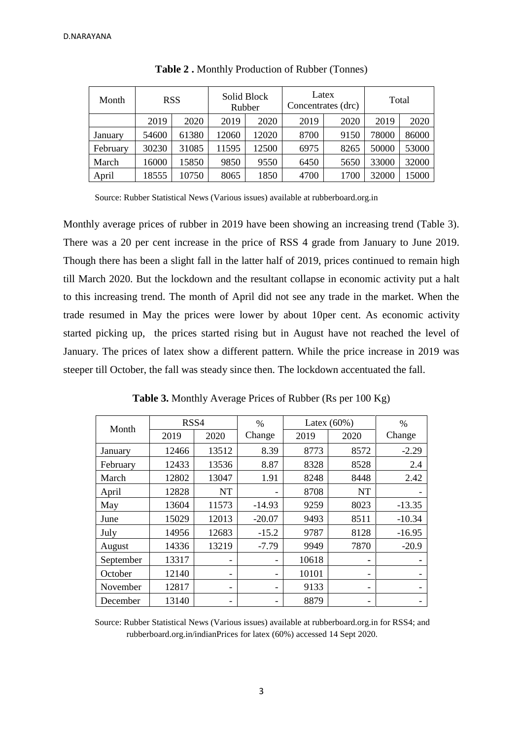**Table 2 .** Monthly Production of Rubber (Tonnes)

| Month | RSS | | Solid Block Rubber | | Latex Concentrates (drc) | | Total | |
|---|---|---|---|---|---|---|---|---|
| | 2019 | 2020 | 2019 | 2020 | 2019 | 2020 | 2019 | 2020 |
| January | 54600 | 61380 | 12060 | 12020 | 8700 | 9150 | 78000 | 86000 |
| February | 30230 | 31085 | 11595 | 12500 | 6975 | 8265 | 50000 | 53000 |
| March | 16000 | 15850 | 9850 | 9550 | 6450 | 5650 | 33000 | 32000 |
| April | 18555 | 10750 | 8065 | 1850 | 4700 | 1700 | 32000 | 15000 |

Source: Rubber Statistical News (Various issues) available at rubberboard.org.in

Monthly average prices of rubber in 2019 have been showing an increasing trend (Table 3). There was a 20 per cent increase in the price of RSS 4 grade from January to June 2019. Though there has been a slight fall in the latter half of 2019, prices continued to remain high till March 2020. But the lockdown and the resultant collapse in economic activity put a halt to this increasing trend. The month of April did not see any trade in the market. When the trade resumed in May the prices were lower by about 10per cent. As economic activity started picking up, the prices started rising but in August have not reached the level of January. The prices of latex show a different pattern. While the price increase in 2019 was steeper till October, the fall was steady since then. The lockdown accentuated the fall.

**Table 3.** Monthly Average Prices of Rubber (Rs per 100 Kg)

| Month | RSS4 | | % Change | Latex (60%) | | % Change |
|---|---|---|---|---|---|---|
| | 2019 | 2020 | | 2019 | 2020 | |
| January | 12466 | 13512 | 8.39 | 8773 | 8572 | -2.29 |
| February | 12433 | 13536 | 8.87 | 8328 | 8528 | 2.4 |
| March | 12802 | 13047 | 1.91 | 8248 | 8448 | 2.42 |
| April | 12828 | NT | - | 8708 | NT | - |
| May | 13604 | 11573 | -14.93 | 9259 | 8023 | -13.35 |
| June | 15029 | 12013 | -20.07 | 9493 | 8511 | -10.34 |
| July | 14956 | 12683 | -15.2 | 9787 | 8128 | -16.95 |
| August | 14336 | 13219 | -7.79 | 9949 | 7870 | -20.9 |
| September | 13317 | - | - | 10618 | - | - |
| October | 12140 | - | - | 10101 | - | - |
| November | 12817 | - | - | 9133 | - | - |
| December | 13140 | - | - | 8879 | - | - |

Source: Rubber Statistical News (Various issues) available at rubberboard.org.in for RSS4; and rubberboard.org.in/indianPrices for latex (60%) accessed 14 Sept 2020.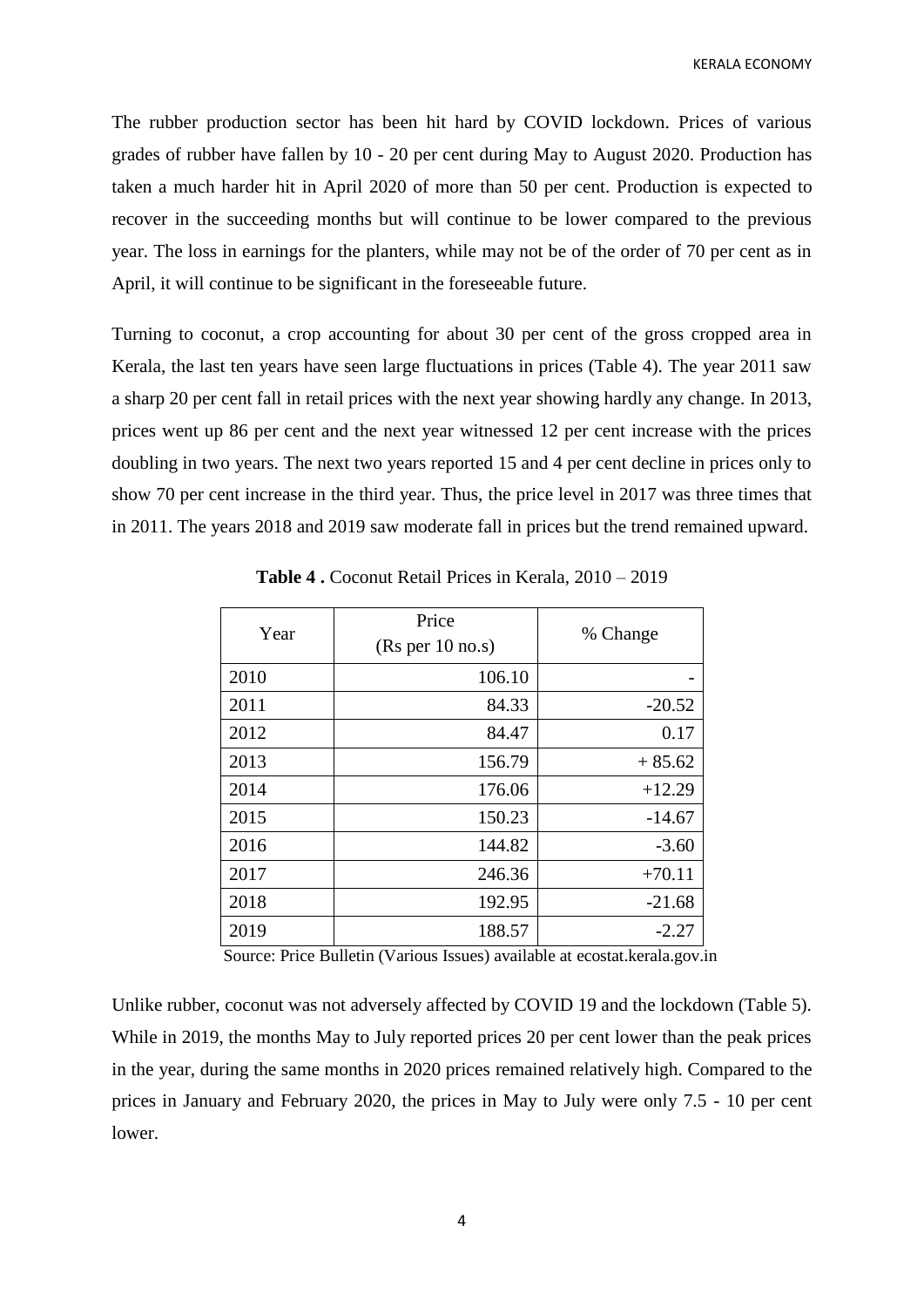The rubber production sector has been hit hard by COVID lockdown. Prices of various grades of rubber have fallen by 10 - 20 per cent during May to August 2020. Production has taken a much harder hit in April 2020 of more than 50 per cent. Production is expected to recover in the succeeding months but will continue to be lower compared to the previous year. The loss in earnings for the planters, while may not be of the order of 70 per cent as in April, it will continue to be significant in the foreseeable future.

Turning to coconut, a crop accounting for about 30 per cent of the gross cropped area in Kerala, the last ten years have seen large fluctuations in prices (Table 4). The year 2011 saw a sharp 20 per cent fall in retail prices with the next year showing hardly any change. In 2013, prices went up 86 per cent and the next year witnessed 12 per cent increase with the prices doubling in two years. The next two years reported 15 and 4 per cent decline in prices only to show 70 per cent increase in the third year. Thus, the price level in 2017 was three times that in 2011. The years 2018 and 2019 saw moderate fall in prices but the trend remained upward.

**Table 4 .** Coconut Retail Prices in Kerala, 2010 – 2019

| Year | Price (Rs per 10 no.s) | % Change |
|---|---:|---:|
| 2010 | 106.10 | - |
| 2011 | 84.33 | -20.52 |
| 2012 | 84.47 | 0.17 |
| 2013 | 156.79 | + 85.62 |
| 2014 | 176.06 | +12.29 |
| 2015 | 150.23 | -14.67 |
| 2016 | 144.82 | -3.60 |
| 2017 | 246.36 | +70.11 |
| 2018 | 192.95 | -21.68 |
| 2019 | 188.57 | -2.27 |

Source: Price Bulletin (Various Issues) available at ecostat.kerala.gov.in

Unlike rubber, coconut was not adversely affected by COVID 19 and the lockdown (Table 5). While in 2019, the months May to July reported prices 20 per cent lower than the peak prices in the year, during the same months in 2020 prices remained relatively high. Compared to the prices in January and February 2020, the prices in May to July were only 7.5 - 10 per cent lower.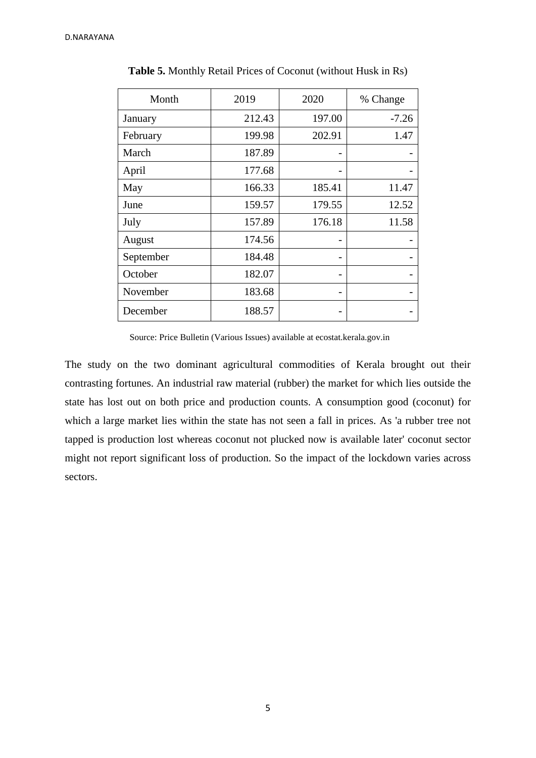**Table 5.** Monthly Retail Prices of Coconut (without Husk in Rs)

| Month | 2019 | 2020 | % Change |
|---|---|---|---|
| January | 212.43 | 197.00 | -7.26 |
| February | 199.98 | 202.91 | 1.47 |
| March | 187.89 | - | - |
| April | 177.68 | - | - |
| May | 166.33 | 185.41 | 11.47 |
| June | 159.57 | 179.55 | 12.52 |
| July | 157.89 | 176.18 | 11.58 |
| August | 174.56 | - | - |
| September | 184.48 | - | - |
| October | 182.07 | - | - |
| November | 183.68 | - | - |
| December | 188.57 | - | - |

Source: Price Bulletin (Various Issues) available at ecostat.kerala.gov.in

The study on the two dominant agricultural commodities of Kerala brought out their contrasting fortunes. An industrial raw material (rubber) the market for which lies outside the state has lost out on both price and production counts. A consumption good (coconut) for which a large market lies within the state has not seen a fall in prices. As 'a rubber tree not tapped is production lost whereas coconut not plucked now is available later' coconut sector might not report significant loss of production. So the impact of the lockdown varies across sectors.